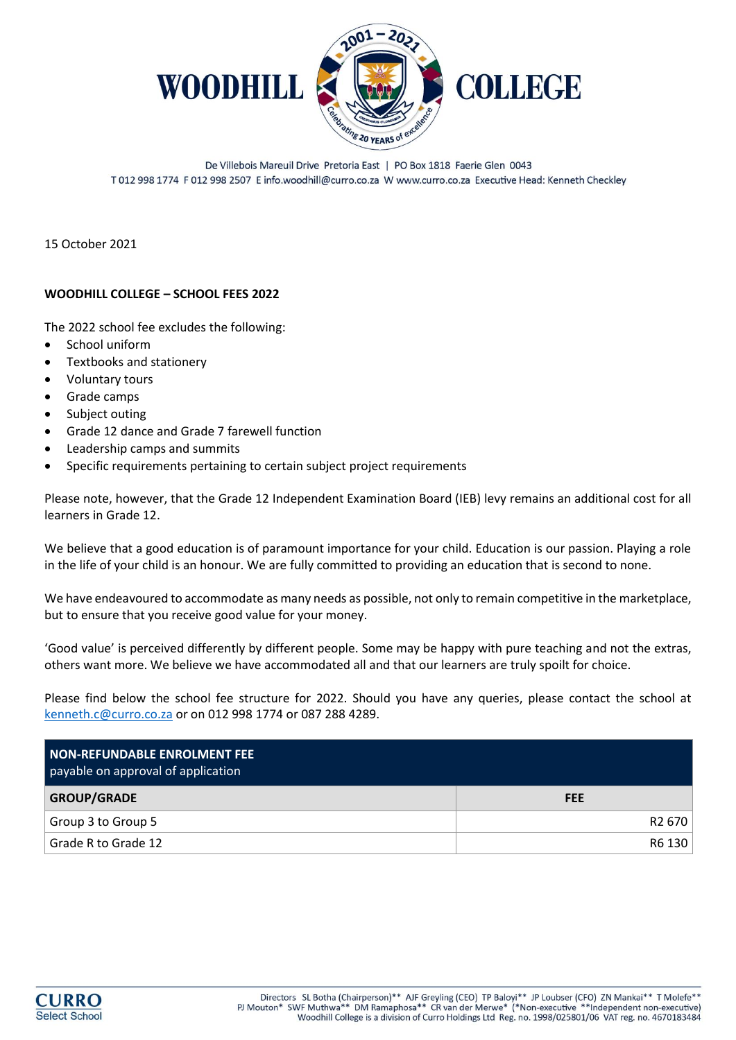# WOODHILL COLLEGE

De Villebois Mareuil Drive Pretoria East | PO Box 1818 Faerie Glen 0043
T 012 998 1774 F 012 998 2507 E info.woodhill@curro.co.za W www.curro.co.za Executive Head: Kenneth Checkley

15 October 2021

**WOODHILL COLLEGE – SCHOOL FEES 2022**

The 2022 school fee excludes the following:

- School uniform
- Textbooks and stationery
- Voluntary tours
- Grade camps
- Subject outing
- Grade 12 dance and Grade 7 farewell function
- Leadership camps and summits
- Specific requirements pertaining to certain subject project requirements

Please note, however, that the Grade 12 Independent Examination Board (IEB) levy remains an additional cost for all learners in Grade 12.

We believe that a good education is of paramount importance for your child. Education is our passion. Playing a role in the life of your child is an honour. We are fully committed to providing an education that is second to none.

We have endeavoured to accommodate as many needs as possible, not only to remain competitive in the marketplace, but to ensure that you receive good value for your money.

'Good value' is perceived differently by different people. Some may be happy with pure teaching and not the extras, others want more. We believe we have accommodated all and that our learners are truly spoilt for choice.

Please find below the school fee structure for 2022. Should you have any queries, please contact the school at kenneth.c@curro.co.za or on 012 998 1774 or 087 288 4289.

| **NON-REFUNDABLE ENROLMENT FEE** payable on approval of application | |
|---|---|
| **GROUP/GRADE** | **FEE** |
| Group 3 to Group 5 | R2 670 |
| Grade R to Grade 12 | R6 130 |

Directors SL Botha (Chairperson)** AJF Greyling (CEO) TP Baloyi** JP Loubser (CFO) ZN Mankai** T Molefe** PJ Mouton* SWF Muthwa** DM Ramaphosa** CR van der Merwe* (*Non-executive **Independent non-executive)
Woodhill College is a division of Curro Holdings Ltd Reg. no. 1998/025801/06 VAT reg. no. 4670183484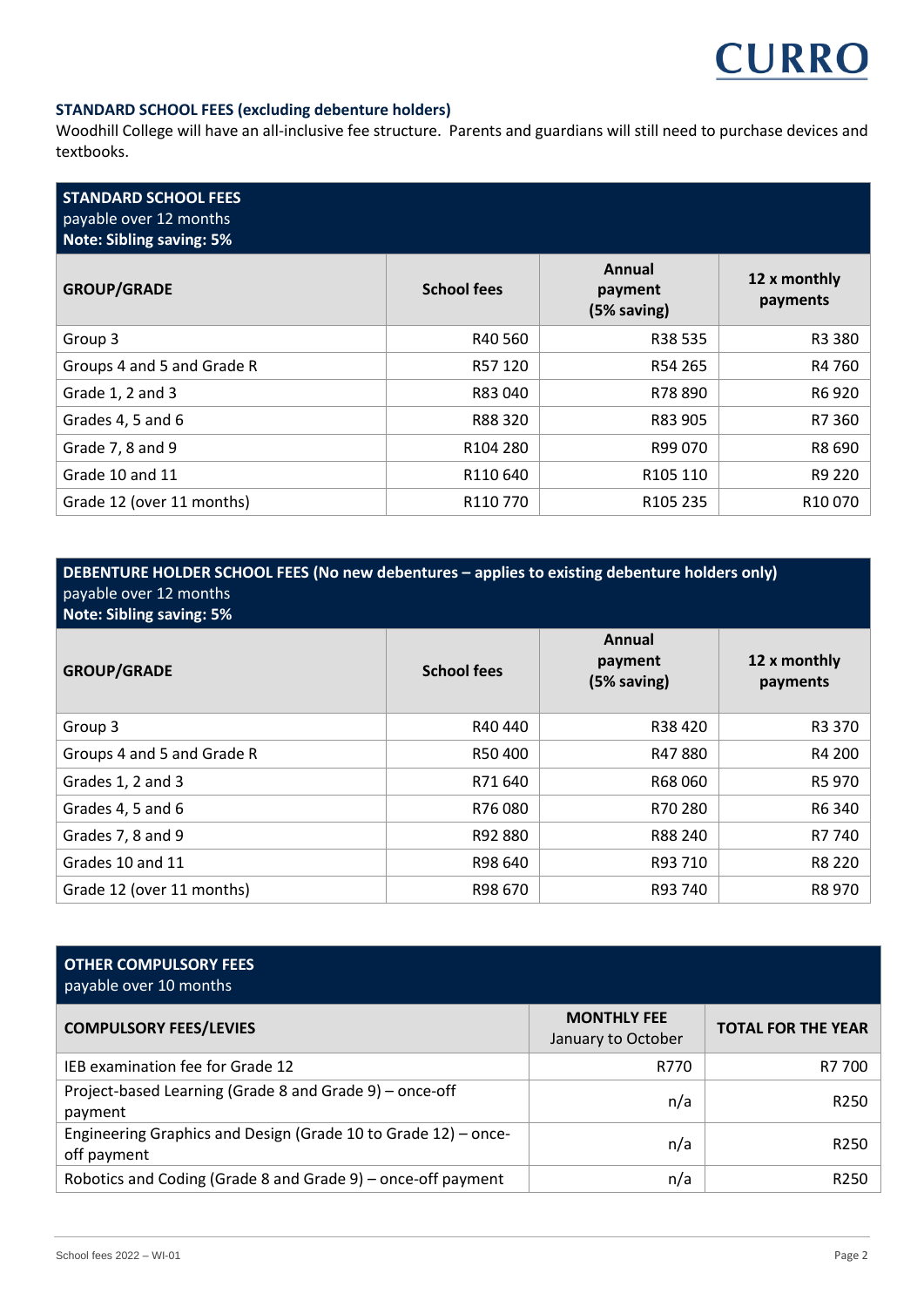### STANDARD SCHOOL FEES (excluding debenture holders)

Woodhill College will have an all-inclusive fee structure. Parents and guardians will still need to purchase devices and textbooks.

**STANDARD SCHOOL FEES**
payable over 12 months
**Note: Sibling saving: 5%**

| GROUP/GRADE | School fees | Annual payment (5% saving) | 12 x monthly payments |
|---|---|---|---|
| Group 3 | R40 560 | R38 535 | R3 380 |
| Groups 4 and 5 and Grade R | R57 120 | R54 265 | R4 760 |
| Grade 1, 2 and 3 | R83 040 | R78 890 | R6 920 |
| Grades 4, 5 and 6 | R88 320 | R83 905 | R7 360 |
| Grade 7, 8 and 9 | R104 280 | R99 070 | R8 690 |
| Grade 10 and 11 | R110 640 | R105 110 | R9 220 |
| Grade 12 (over 11 months) | R110 770 | R105 235 | R10 070 |

**DEBENTURE HOLDER SCHOOL FEES (No new debentures – applies to existing debenture holders only)**
payable over 12 months
**Note: Sibling saving: 5%**

| GROUP/GRADE | School fees | Annual payment (5% saving) | 12 x monthly payments |
|---|---|---|---|
| Group 3 | R40 440 | R38 420 | R3 370 |
| Groups 4 and 5 and Grade R | R50 400 | R47 880 | R4 200 |
| Grades 1, 2 and 3 | R71 640 | R68 060 | R5 970 |
| Grades 4, 5 and 6 | R76 080 | R70 280 | R6 340 |
| Grades 7, 8 and 9 | R92 880 | R88 240 | R7 740 |
| Grades 10 and 11 | R98 640 | R93 710 | R8 220 |
| Grade 12 (over 11 months) | R98 670 | R93 740 | R8 970 |

**OTHER COMPULSORY FEES**
payable over 10 months

| COMPULSORY FEES/LEVIES | MONTHLY FEE January to October | TOTAL FOR THE YEAR |
|---|---|---|
| IEB examination fee for Grade 12 | R770 | R7 700 |
| Project-based Learning (Grade 8 and Grade 9) – once-off payment | n/a | R250 |
| Engineering Graphics and Design (Grade 10 to Grade 12) – once-off payment | n/a | R250 |
| Robotics and Coding (Grade 8 and Grade 9) – once-off payment | n/a | R250 |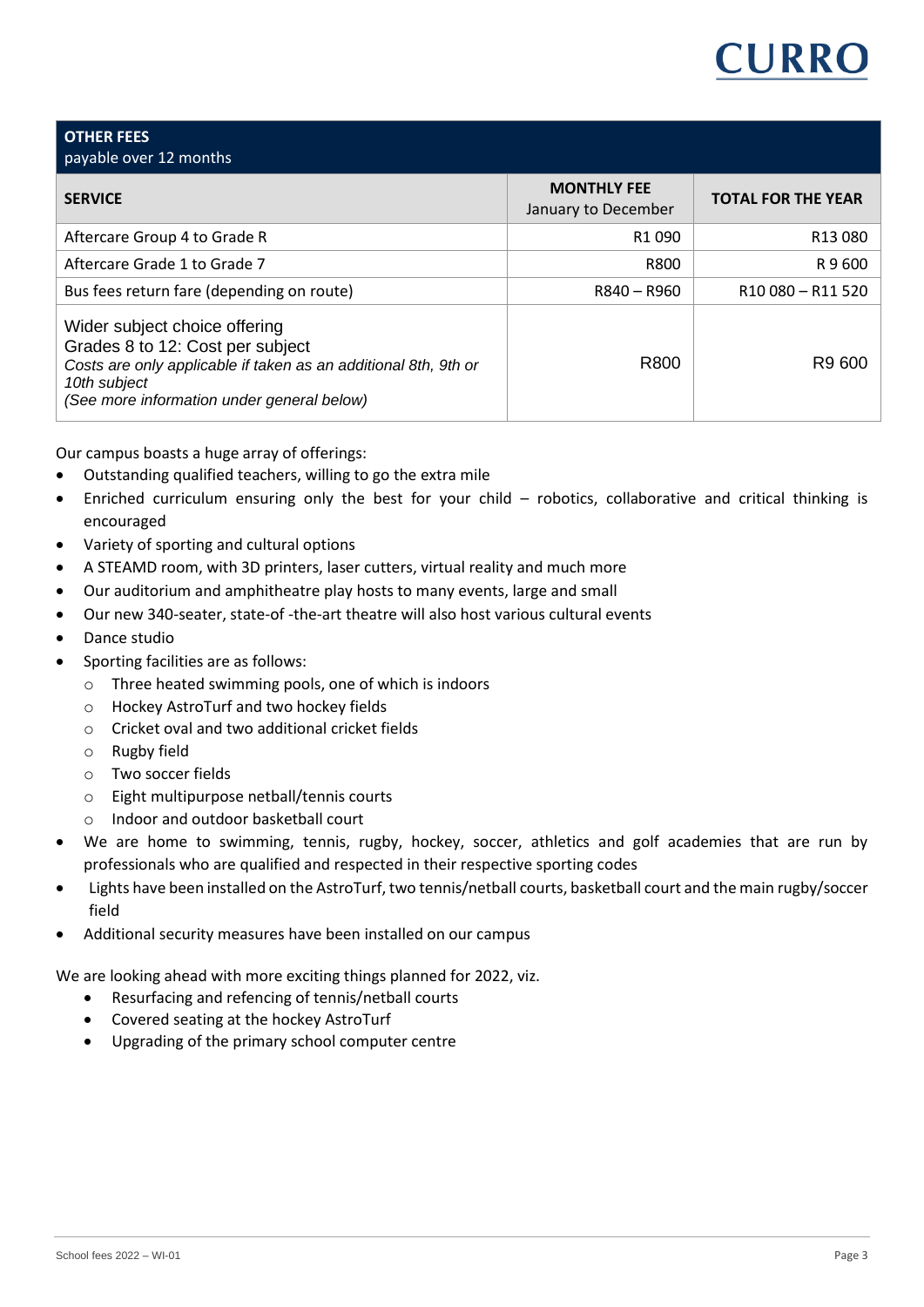## OTHER FEES
payable over 12 months

| SERVICE | MONTHLY FEE January to December | TOTAL FOR THE YEAR |
|---|---|---|
| Aftercare Group 4 to Grade R | R1 090 | R13 080 |
| Aftercare Grade 1 to Grade 7 | R800 | R 9 600 |
| Bus fees return fare (depending on route) | R840 – R960 | R10 080 – R11 520 |
| Wider subject choice offering<br>Grades 8 to 12: Cost per subject<br>*Costs are only applicable if taken as an additional 8th, 9th or 10th subject*<br>*(See more information under general below)* | R800 | R9 600 |

Our campus boasts a huge array of offerings:

- Outstanding qualified teachers, willing to go the extra mile
- Enriched curriculum ensuring only the best for your child – robotics, collaborative and critical thinking is encouraged
- Variety of sporting and cultural options
- A STEAMD room, with 3D printers, laser cutters, virtual reality and much more
- Our auditorium and amphitheatre play hosts to many events, large and small
- Our new 340-seater, state-of -the-art theatre will also host various cultural events
- Dance studio
- Sporting facilities are as follows:
  - Three heated swimming pools, one of which is indoors
  - Hockey AstroTurf and two hockey fields
  - Cricket oval and two additional cricket fields
  - Rugby field
  - Two soccer fields
  - Eight multipurpose netball/tennis courts
  - Indoor and outdoor basketball court
- We are home to swimming, tennis, rugby, hockey, soccer, athletics and golf academies that are run by professionals who are qualified and respected in their respective sporting codes
- Lights have been installed on the AstroTurf, two tennis/netball courts, basketball court and the main rugby/soccer field
- Additional security measures have been installed on our campus

We are looking ahead with more exciting things planned for 2022, viz.

- Resurfacing and refencing of tennis/netball courts
- Covered seating at the hockey AstroTurf
- Upgrading of the primary school computer centre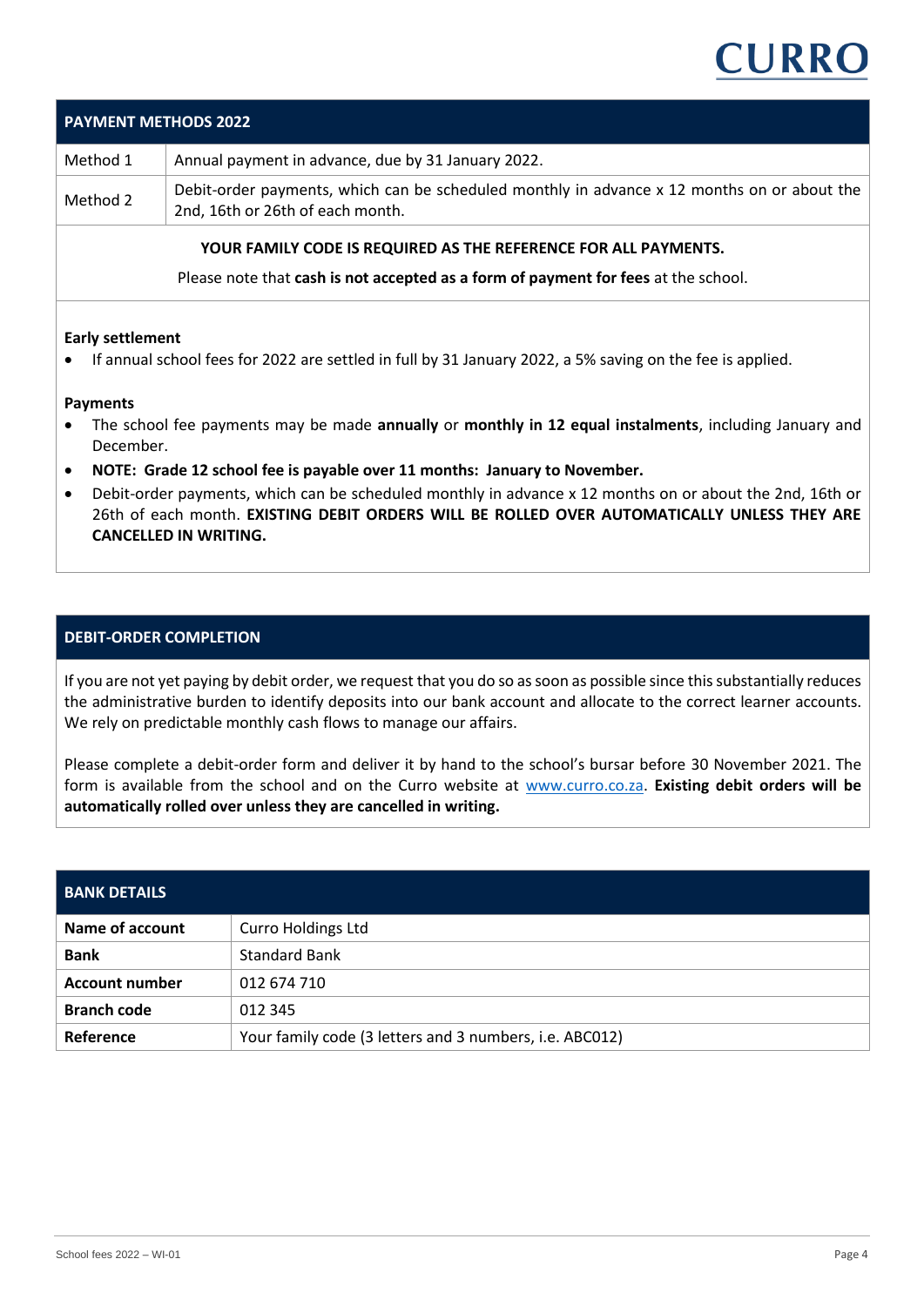## PAYMENT METHODS 2022

| | |
|---|---|
| Method 1 | Annual payment in advance, due by 31 January 2022. |
| Method 2 | Debit-order payments, which can be scheduled monthly in advance x 12 months on or about the 2nd, 16th or 26th of each month. |

**YOUR FAMILY CODE IS REQUIRED AS THE REFERENCE FOR ALL PAYMENTS.**

Please note that **cash is not accepted as a form of payment for fees** at the school.

**Early settlement**

- If annual school fees for 2022 are settled in full by 31 January 2022, a 5% saving on the fee is applied.

**Payments**

- The school fee payments may be made **annually** or **monthly in 12 equal instalments**, including January and December.
- **NOTE: Grade 12 school fee is payable over 11 months: January to November.**
- Debit-order payments, which can be scheduled monthly in advance x 12 months on or about the 2nd, 16th or 26th of each month. **EXISTING DEBIT ORDERS WILL BE ROLLED OVER AUTOMATICALLY UNLESS THEY ARE CANCELLED IN WRITING.**

## DEBIT-ORDER COMPLETION

If you are not yet paying by debit order, we request that you do so as soon as possible since this substantially reduces the administrative burden to identify deposits into our bank account and allocate to the correct learner accounts. We rely on predictable monthly cash flows to manage our affairs.

Please complete a debit-order form and deliver it by hand to the school's bursar before 30 November 2021. The form is available from the school and on the Curro website at www.curro.co.za. **Existing debit orders will be automatically rolled over unless they are cancelled in writing.**

## BANK DETAILS

| | |
|---|---|
| **Name of account** | Curro Holdings Ltd |
| **Bank** | Standard Bank |
| **Account number** | 012 674 710 |
| **Branch code** | 012 345 |
| **Reference** | Your family code (3 letters and 3 numbers, i.e. ABC012) |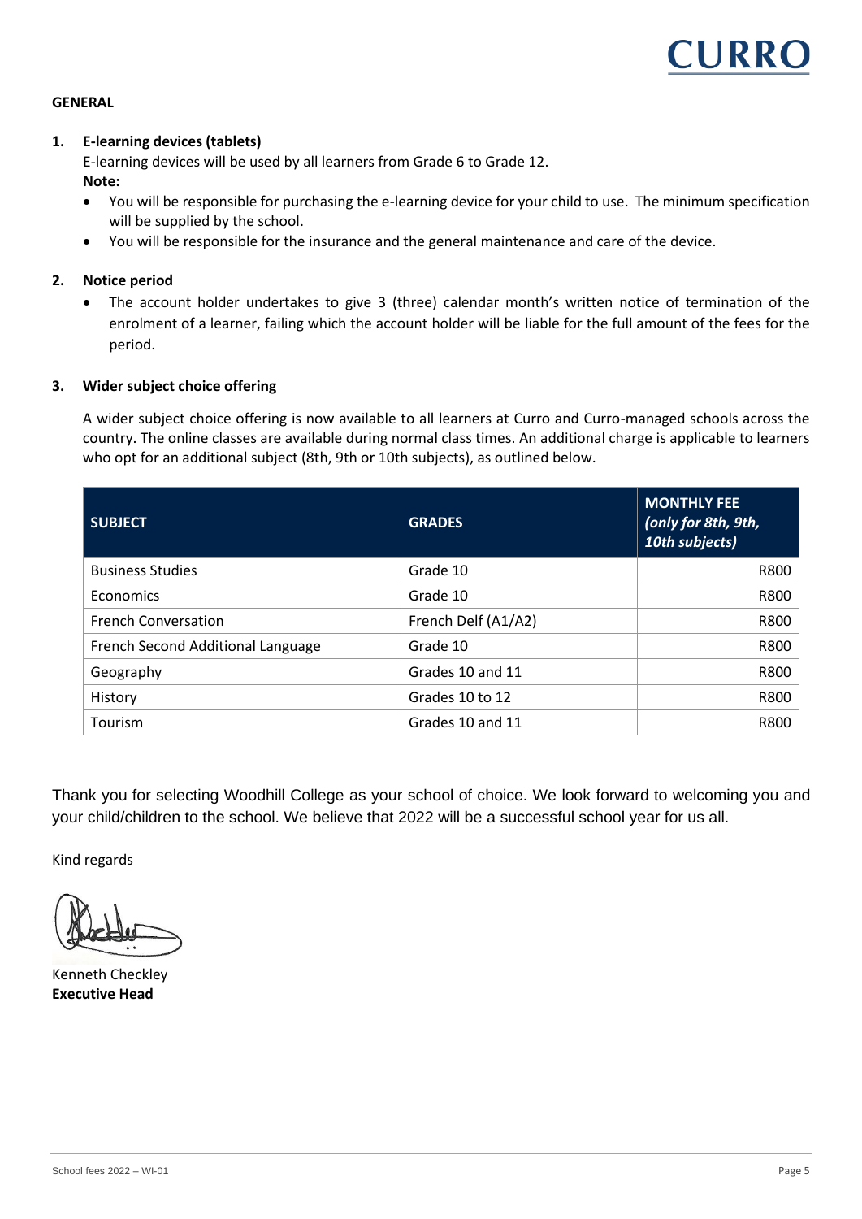**GENERAL**

1. **E-learning devices (tablets)**

   E-learning devices will be used by all learners from Grade 6 to Grade 12.

   **Note:**

   - You will be responsible for purchasing the e-learning device for your child to use. The minimum specification will be supplied by the school.
   - You will be responsible for the insurance and the general maintenance and care of the device.

2. **Notice period**

   - The account holder undertakes to give 3 (three) calendar month's written notice of termination of the enrolment of a learner, failing which the account holder will be liable for the full amount of the fees for the period.

3. **Wider subject choice offering**

   A wider subject choice offering is now available to all learners at Curro and Curro-managed schools across the country. The online classes are available during normal class times. An additional charge is applicable to learners who opt for an additional subject (8th, 9th or 10th subjects), as outlined below.

| SUBJECT | GRADES | MONTHLY FEE *(only for 8th, 9th, 10th subjects)* |
|---|---|---|
| Business Studies | Grade 10 | R800 |
| Economics | Grade 10 | R800 |
| French Conversation | French Delf (A1/A2) | R800 |
| French Second Additional Language | Grade 10 | R800 |
| Geography | Grades 10 and 11 | R800 |
| History | Grades 10 to 12 | R800 |
| Tourism | Grades 10 and 11 | R800 |

Thank you for selecting Woodhill College as your school of choice. We look forward to welcoming you and your child/children to the school. We believe that 2022 will be a successful school year for us all.

Kind regards

Kenneth Checkley

**Executive Head**